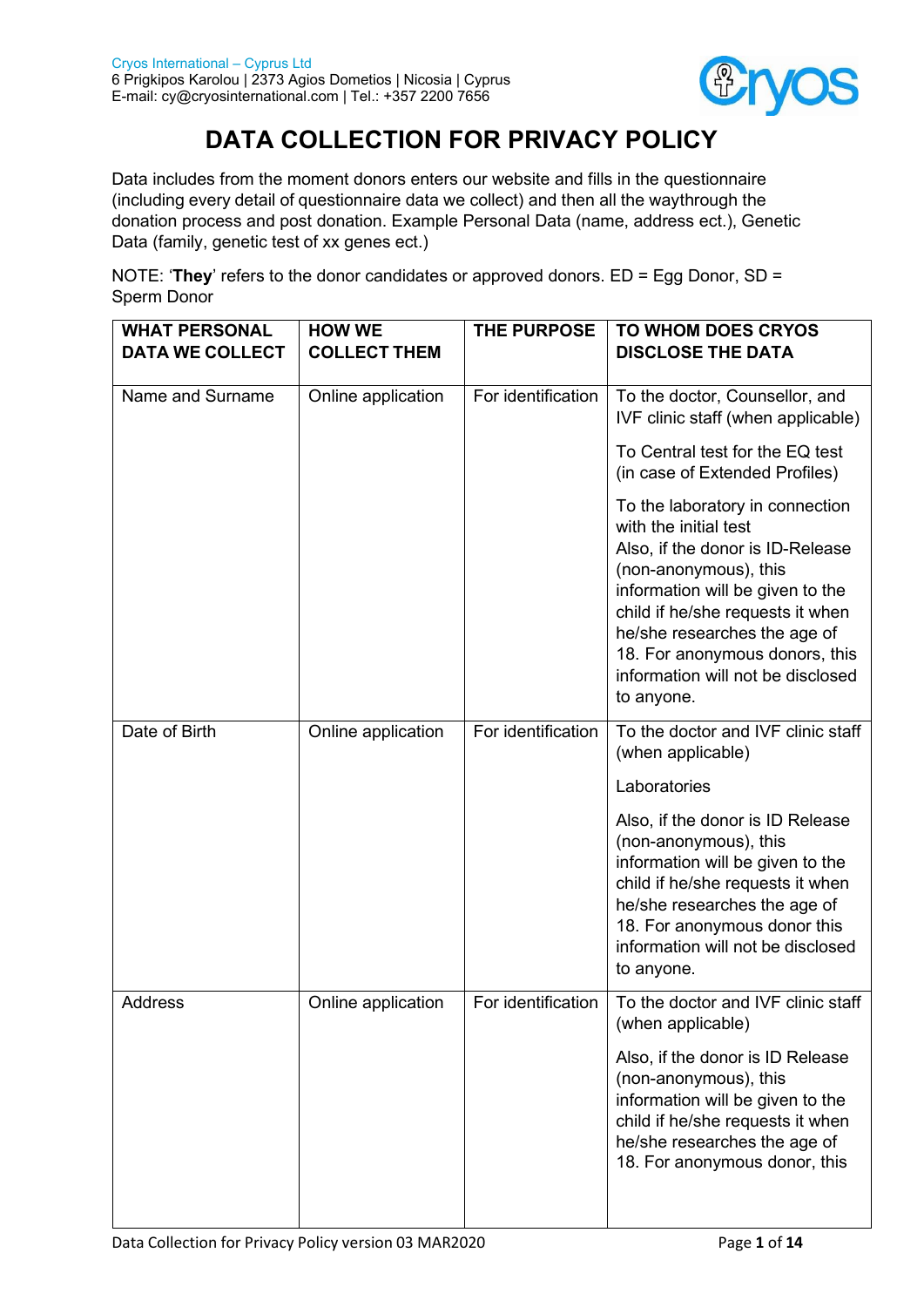Cryos International – Cyprus Ltd
6 Prigkipos Karolou | 2373 Agios Dometios | Nicosia | Cyprus
E-mail: cy@cryosinternational.com | Tel.: +357 2200 7656

# DATA COLLECTION FOR PRIVACY POLICY

Data includes from the moment donors enters our website and fills in the questionnaire (including every detail of questionnaire data we collect) and then all the waythrough the donation process and post donation. Example Personal Data (name, address ect.), Genetic Data (family, genetic test of xx genes ect.)

NOTE: '**They**' refers to the donor candidates or approved donors. ED = Egg Donor, SD = Sperm Donor

| WHAT PERSONAL DATA WE COLLECT | HOW WE COLLECT THEM | THE PURPOSE | TO WHOM DOES CRYOS DISCLOSE THE DATA |
|---|---|---|---|
| Name and Surname | Online application | For identification | To the doctor, Counsellor, and IVF clinic staff (when applicable)<br><br>To Central test for the EQ test (in case of Extended Profiles)<br><br>To the laboratory in connection with the initial test<br>Also, if the donor is ID-Release (non-anonymous), this information will be given to the child if he/she requests it when he/she researches the age of 18. For anonymous donors, this information will not be disclosed to anyone. |
| Date of Birth | Online application | For identification | To the doctor and IVF clinic staff (when applicable)<br><br>Laboratories<br><br>Also, if the donor is ID Release (non-anonymous), this information will be given to the child if he/she requests it when he/she researches the age of 18. For anonymous donor this information will not be disclosed to anyone. |
| Address | Online application | For identification | To the doctor and IVF clinic staff (when applicable)<br><br>Also, if the donor is ID Release (non-anonymous), this information will be given to the child if he/she requests it when he/she researches the age of 18. For anonymous donor, this |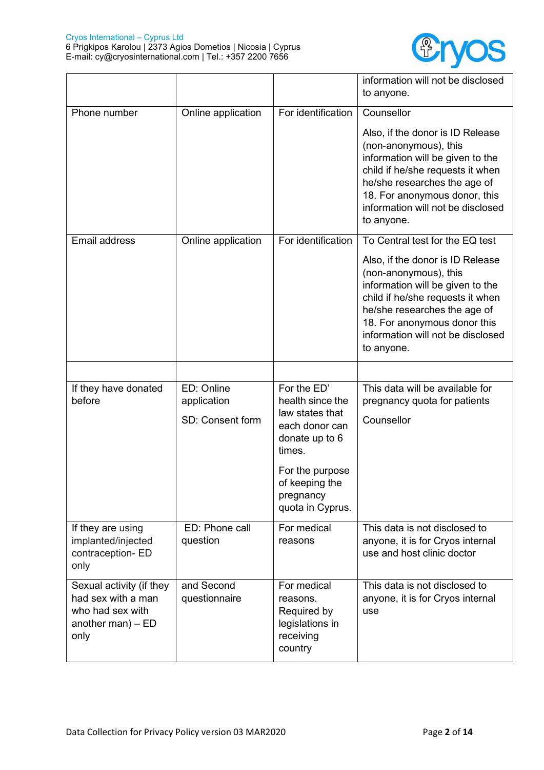| | | | |
|---|---|---|---|
| | | | information will not be disclosed to anyone. |
| Phone number | Online application | For identification | Counsellor<br><br>Also, if the donor is ID Release (non-anonymous), this information will be given to the child if he/she requests it when he/she researches the age of 18. For anonymous donor, this information will not be disclosed to anyone. |
| Email address | Online application | For identification | To Central test for the EQ test<br><br>Also, if the donor is ID Release (non-anonymous), this information will be given to the child if he/she requests it when he/she researches the age of 18. For anonymous donor this information will not be disclosed to anyone. |
| | | | |
| If they have donated before | ED: Online application<br><br>SD: Consent form | For the ED' health since the law states that each donor can donate up to 6 times.<br><br>For the purpose of keeping the pregnancy quota in Cyprus. | This data will be available for pregnancy quota for patients<br><br>Counsellor |
| If they are using implanted/injected contraception- ED only | ED: Phone call question | For medical reasons | This data is not disclosed to anyone, it is for Cryos internal use and host clinic doctor |
| Sexual activity (if they had sex with a man who had sex with another man) – ED only | and Second questionnaire | For medical reasons. Required by legislations in receiving country | This data is not disclosed to anyone, it is for Cryos internal use |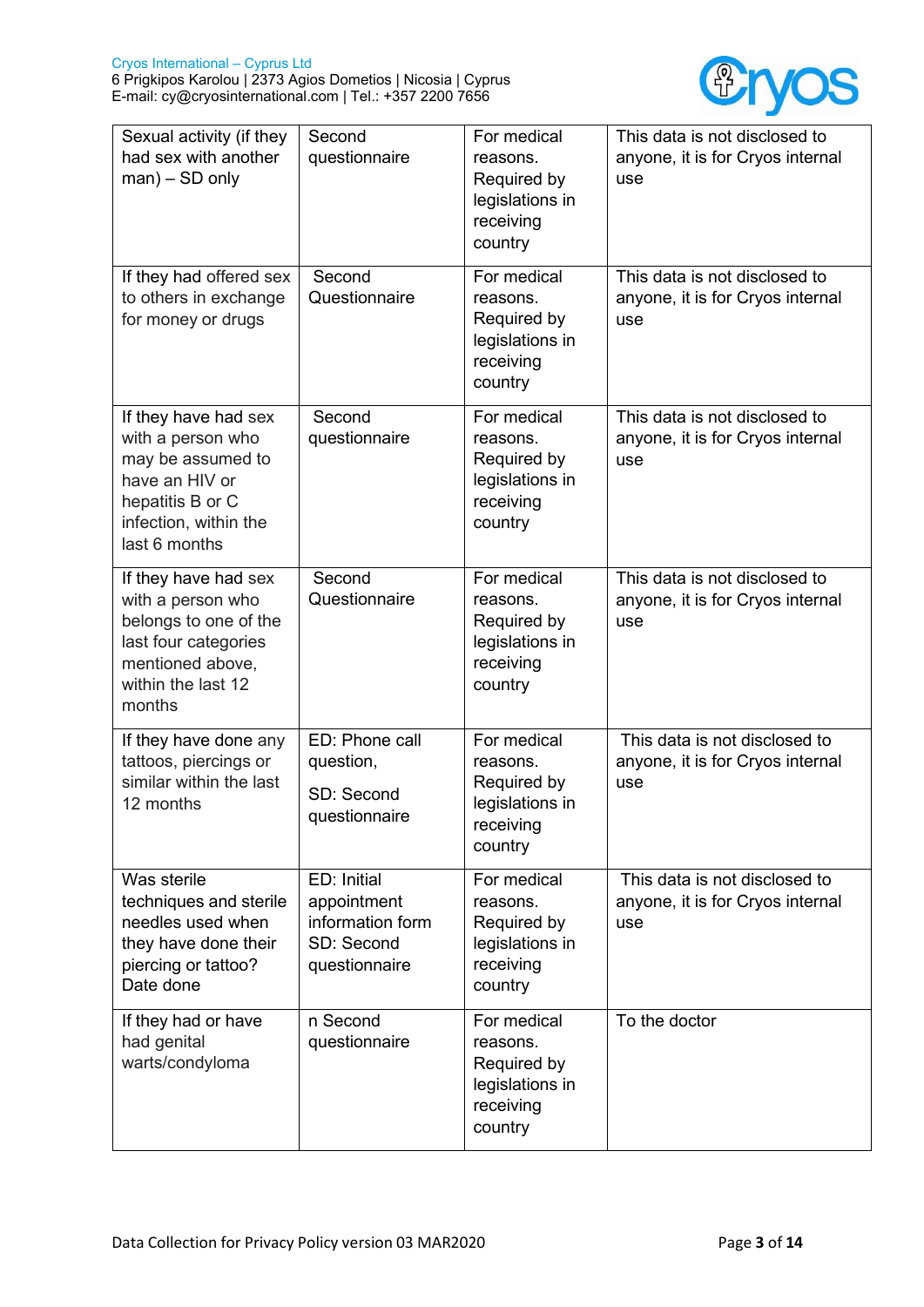| Sexual activity (if they had sex with another man) – SD only | Second questionnaire | For medical reasons. Required by legislations in receiving country | This data is not disclosed to anyone, it is for Cryos internal use |
|---|---|---|---|
| If they had offered sex to others in exchange for money or drugs | Second Questionnaire | For medical reasons. Required by legislations in receiving country | This data is not disclosed to anyone, it is for Cryos internal use |
| If they have had sex with a person who may be assumed to have an HIV or hepatitis B or C infection, within the last 6 months | Second questionnaire | For medical reasons. Required by legislations in receiving country | This data is not disclosed to anyone, it is for Cryos internal use |
| If they have had sex with a person who belongs to one of the last four categories mentioned above, within the last 12 months | Second Questionnaire | For medical reasons. Required by legislations in receiving country | This data is not disclosed to anyone, it is for Cryos internal use |
| If they have done any tattoos, piercings or similar within the last 12 months | ED: Phone call question, SD: Second questionnaire | For medical reasons. Required by legislations in receiving country | This data is not disclosed to anyone, it is for Cryos internal use |
| Was sterile techniques and sterile needles used when they have done their piercing or tattoo? Date done | ED: Initial appointment information form SD: Second questionnaire | For medical reasons. Required by legislations in receiving country | This data is not disclosed to anyone, it is for Cryos internal use |
| If they had or have had genital warts/condyloma | n Second questionnaire | For medical reasons. Required by legislations in receiving country | To the doctor |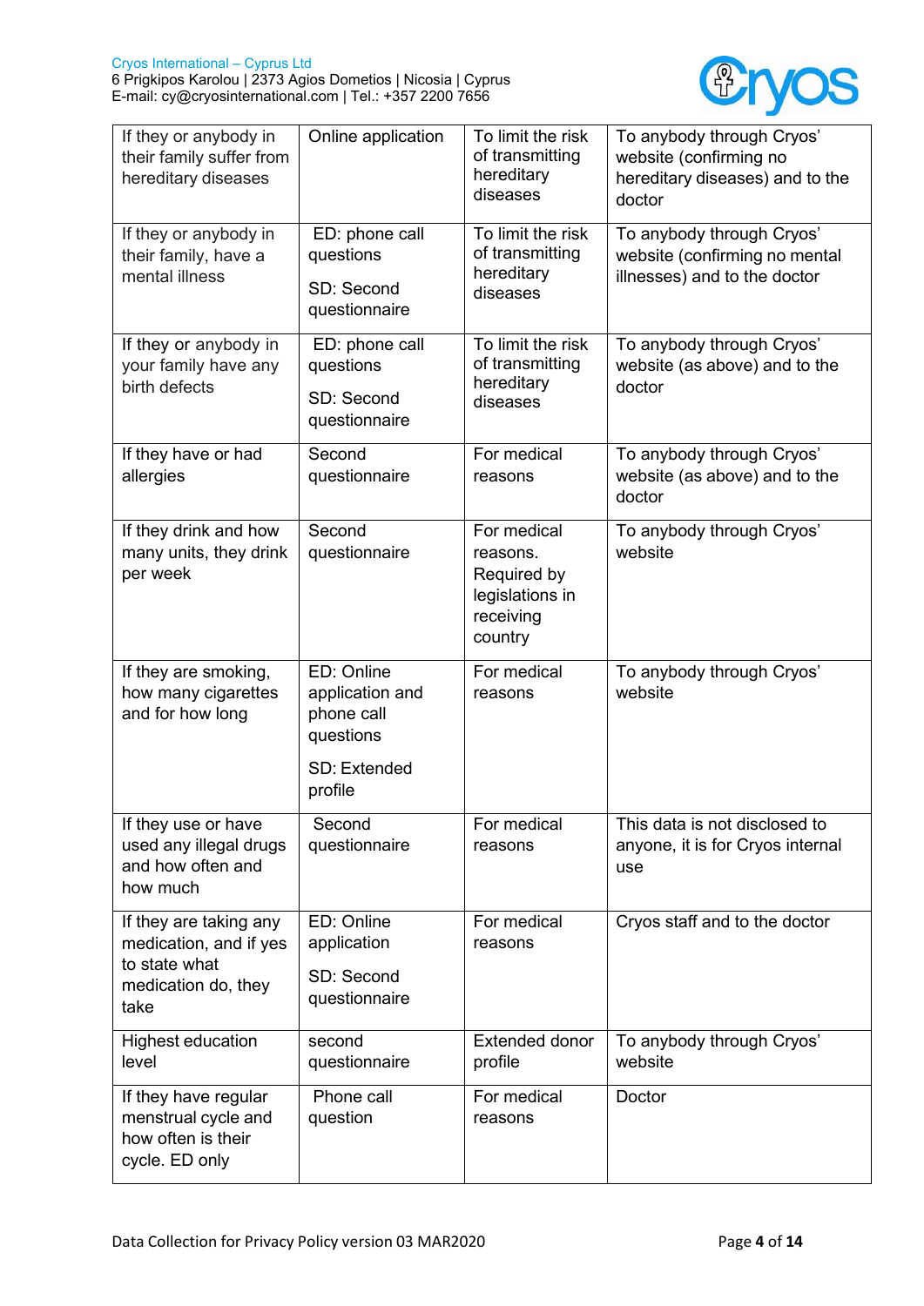| If they or anybody in their family suffer from hereditary diseases | Online application | To limit the risk of transmitting hereditary diseases | To anybody through Cryos' website (confirming no hereditary diseases) and to the doctor |
|---|---|---|---|
| If they or anybody in their family, have a mental illness | ED: phone call questions<br><br>SD: Second questionnaire | To limit the risk of transmitting hereditary diseases | To anybody through Cryos' website (confirming no mental illnesses) and to the doctor |
| If they or anybody in your family have any birth defects | ED: phone call questions<br><br>SD: Second questionnaire | To limit the risk of transmitting hereditary diseases | To anybody through Cryos' website (as above) and to the doctor |
| If they have or had allergies | Second questionnaire | For medical reasons | To anybody through Cryos' website (as above) and to the doctor |
| If they drink and how many units, they drink per week | Second questionnaire | For medical reasons. Required by legislations in receiving country | To anybody through Cryos' website |
| If they are smoking, how many cigarettes and for how long | ED: Online application and phone call questions<br><br>SD: Extended profile | For medical reasons | To anybody through Cryos' website |
| If they use or have used any illegal drugs and how often and how much | Second questionnaire | For medical reasons | This data is not disclosed to anyone, it is for Cryos internal use |
| If they are taking any medication, and if yes to state what medication do, they take | ED: Online application<br><br>SD: Second questionnaire | For medical reasons | Cryos staff and to the doctor |
| Highest education level | second questionnaire | Extended donor profile | To anybody through Cryos' website |
| If they have regular menstrual cycle and how often is their cycle. ED only | Phone call question | For medical reasons | Doctor |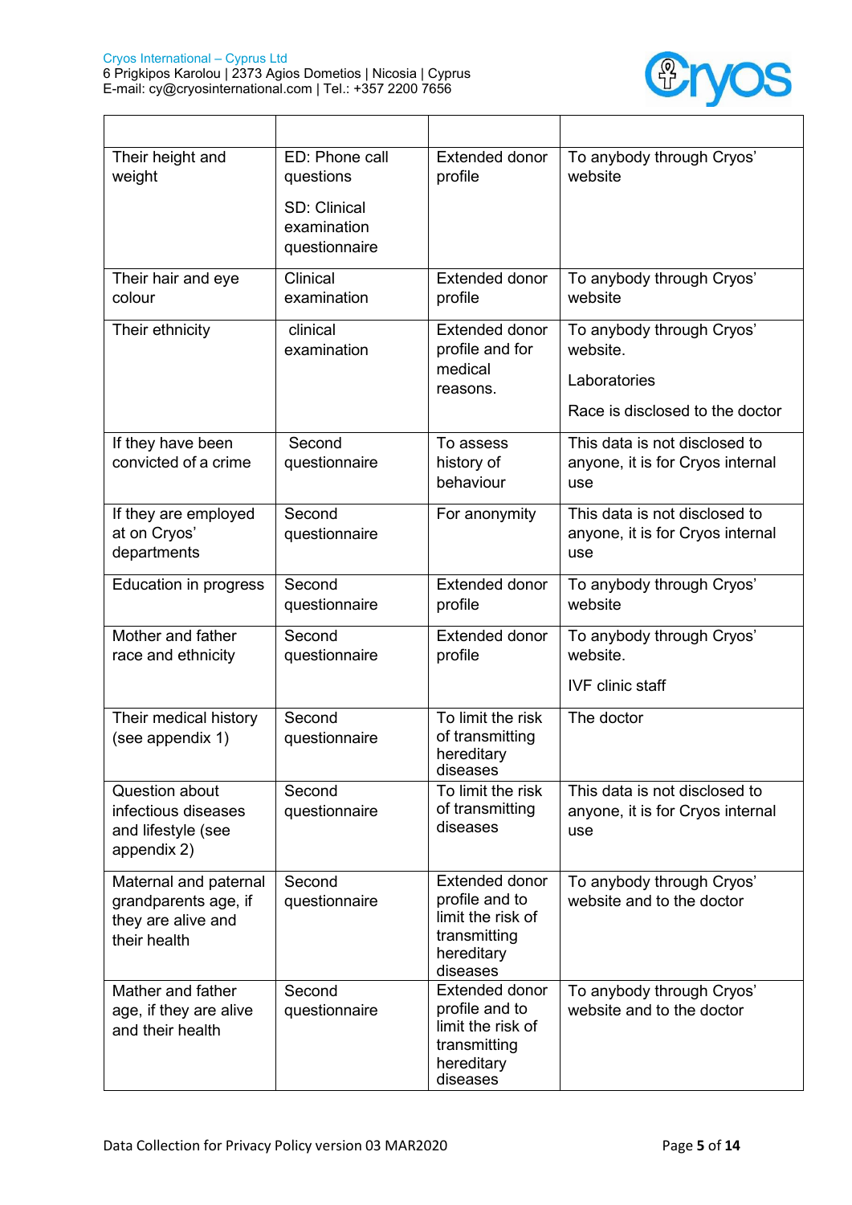| | | | |
|---|---|---|---|
| Their height and weight | ED: Phone call questions<br>SD: Clinical examination questionnaire | Extended donor profile | To anybody through Cryos' website |
| Their hair and eye colour | Clinical examination | Extended donor profile | To anybody through Cryos' website |
| Their ethnicity | clinical examination | Extended donor profile and for medical reasons. | To anybody through Cryos' website.<br>Laboratories<br>Race is disclosed to the doctor |
| If they have been convicted of a crime | Second questionnaire | To assess history of behaviour | This data is not disclosed to anyone, it is for Cryos internal use |
| If they are employed at on Cryos' departments | Second questionnaire | For anonymity | This data is not disclosed to anyone, it is for Cryos internal use |
| Education in progress | Second questionnaire | Extended donor profile | To anybody through Cryos' website |
| Mother and father race and ethnicity | Second questionnaire | Extended donor profile | To anybody through Cryos' website.<br>IVF clinic staff |
| Their medical history (see appendix 1) | Second questionnaire | To limit the risk of transmitting hereditary diseases | The doctor |
| Question about infectious diseases and lifestyle (see appendix 2) | Second questionnaire | To limit the risk of transmitting diseases | This data is not disclosed to anyone, it is for Cryos internal use |
| Maternal and paternal grandparents age, if they are alive and their health | Second questionnaire | Extended donor profile and to limit the risk of transmitting hereditary diseases | To anybody through Cryos' website and to the doctor |
| Mather and father age, if they are alive and their health | Second questionnaire | Extended donor profile and to limit the risk of transmitting hereditary diseases | To anybody through Cryos' website and to the doctor |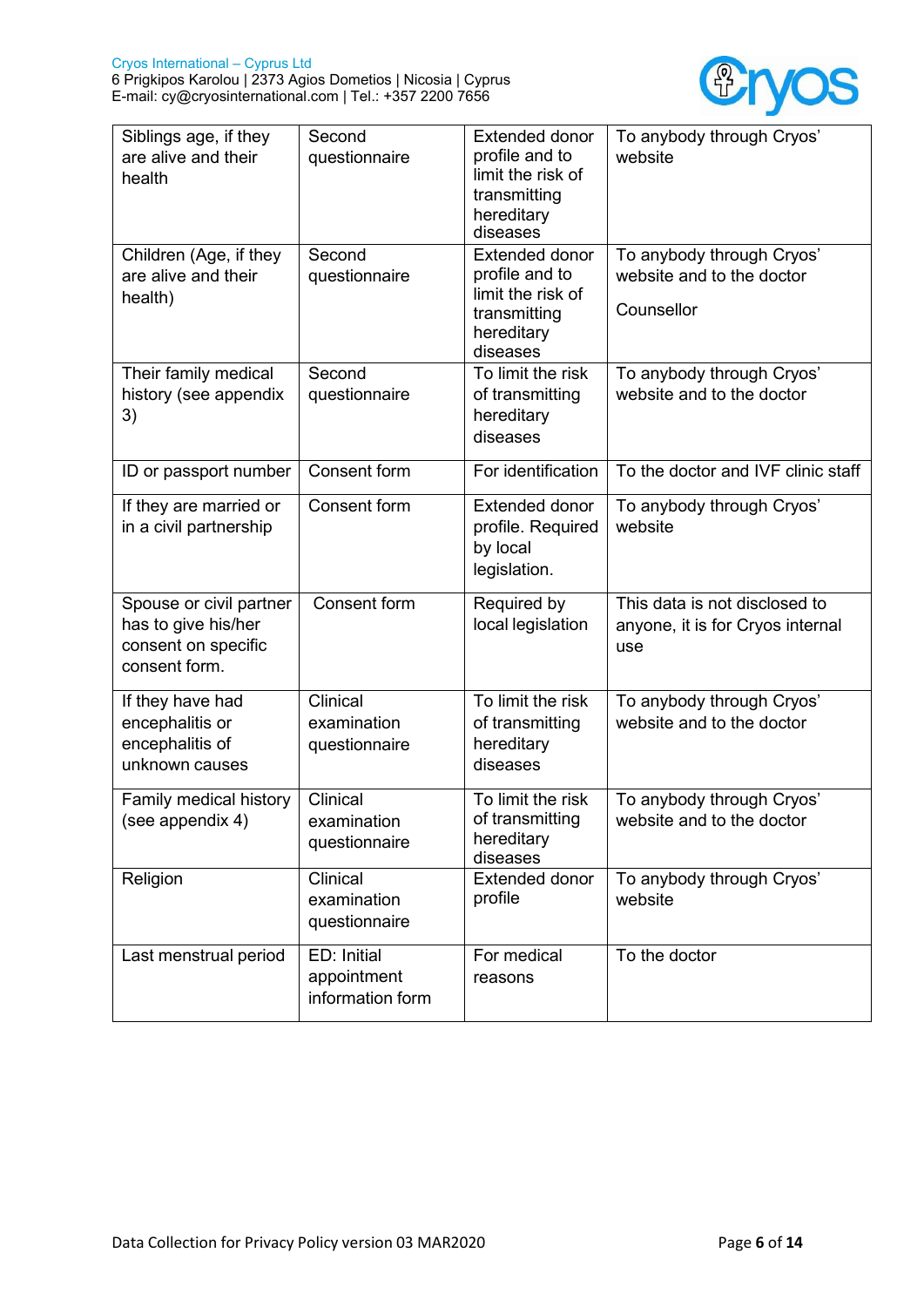| Siblings age, if they are alive and their health | Second questionnaire | Extended donor profile and to limit the risk of transmitting hereditary diseases | To anybody through Cryos' website |
|---|---|---|---|
| Children (Age, if they are alive and their health) | Second questionnaire | Extended donor profile and to limit the risk of transmitting hereditary diseases | To anybody through Cryos' website and to the doctor<br><br>Counsellor |
| Their family medical history (see appendix 3) | Second questionnaire | To limit the risk of transmitting hereditary diseases | To anybody through Cryos' website and to the doctor |
| ID or passport number | Consent form | For identification | To the doctor and IVF clinic staff |
| If they are married or in a civil partnership | Consent form | Extended donor profile. Required by local legislation. | To anybody through Cryos' website |
| Spouse or civil partner has to give his/her consent on specific consent form. | Consent form | Required by local legislation | This data is not disclosed to anyone, it is for Cryos internal use |
| If they have had encephalitis or encephalitis of unknown causes | Clinical examination questionnaire | To limit the risk of transmitting hereditary diseases | To anybody through Cryos' website and to the doctor |
| Family medical history (see appendix 4) | Clinical examination questionnaire | To limit the risk of transmitting hereditary diseases | To anybody through Cryos' website and to the doctor |
| Religion | Clinical examination questionnaire | Extended donor profile | To anybody through Cryos' website |
| Last menstrual period | ED: Initial appointment information form | For medical reasons | To the doctor |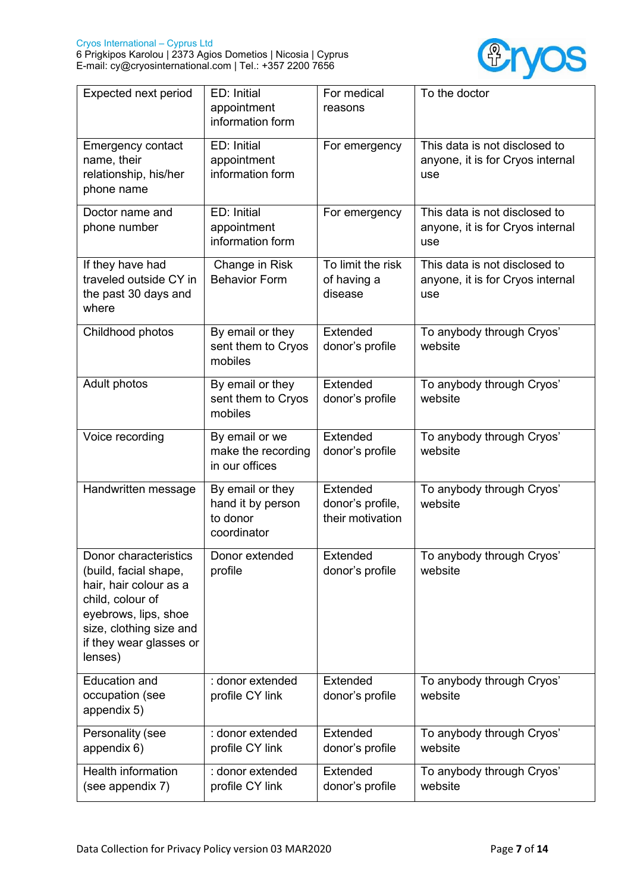| Expected next period | ED: Initial appointment information form | For medical reasons | To the doctor |
|---|---|---|---|
| Emergency contact name, their relationship, his/her phone name | ED: Initial appointment information form | For emergency | This data is not disclosed to anyone, it is for Cryos internal use |
| Doctor name and phone number | ED: Initial appointment information form | For emergency | This data is not disclosed to anyone, it is for Cryos internal use |
| If they have had traveled outside CY in the past 30 days and where | Change in Risk Behavior Form | To limit the risk of having a disease | This data is not disclosed to anyone, it is for Cryos internal use |
| Childhood photos | By email or they sent them to Cryos mobiles | Extended donor's profile | To anybody through Cryos' website |
| Adult photos | By email or they sent them to Cryos mobiles | Extended donor's profile | To anybody through Cryos' website |
| Voice recording | By email or we make the recording in our offices | Extended donor's profile | To anybody through Cryos' website |
| Handwritten message | By email or they hand it by person to donor coordinator | Extended donor's profile, their motivation | To anybody through Cryos' website |
| Donor characteristics (build, facial shape, hair, hair colour as a child, colour of eyebrows, lips, shoe size, clothing size and if they wear glasses or lenses) | Donor extended profile | Extended donor's profile | To anybody through Cryos' website |
| Education and occupation (see appendix 5) | : donor extended profile CY link | Extended donor's profile | To anybody through Cryos' website |
| Personality (see appendix 6) | : donor extended profile CY link | Extended donor's profile | To anybody through Cryos' website |
| Health information (see appendix 7) | : donor extended profile CY link | Extended donor's profile | To anybody through Cryos' website |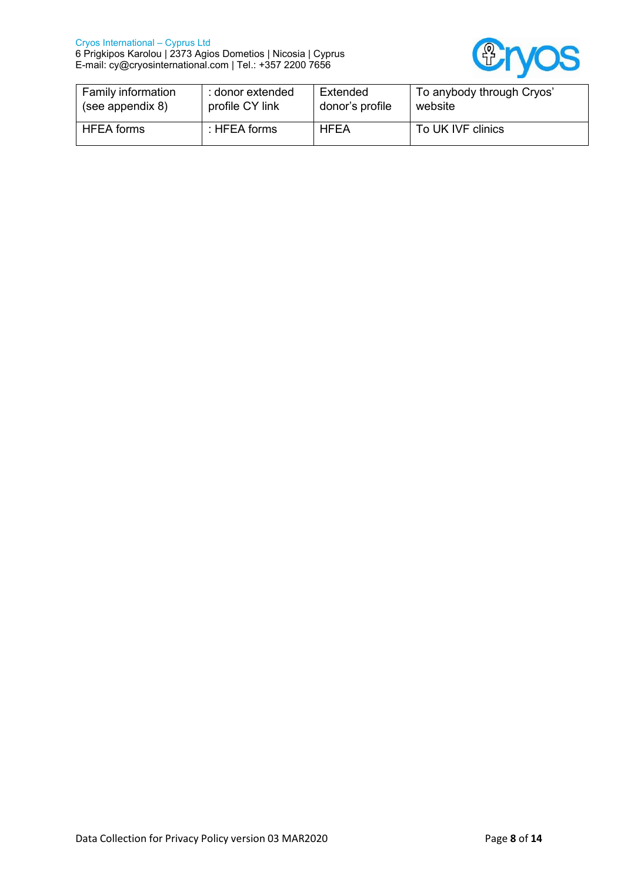| Family information (see appendix 8) | : donor extended profile CY link | Extended donor's profile | To anybody through Cryos' website |
|---|---|---|---|
| HFEA forms | : HFEA forms | HFEA | To UK IVF clinics |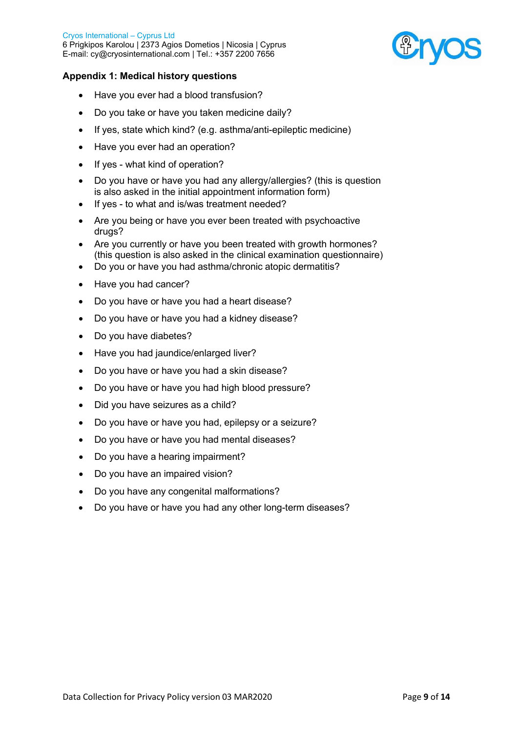## Appendix 1: Medical history questions

- Have you ever had a blood transfusion?
- Do you take or have you taken medicine daily?
- If yes, state which kind? (e.g. asthma/anti-epileptic medicine)
- Have you ever had an operation?
- If yes - what kind of operation?
- Do you have or have you had any allergy/allergies? (this is question is also asked in the initial appointment information form)
- If yes - to what and is/was treatment needed?
- Are you being or have you ever been treated with psychoactive drugs?
- Are you currently or have you been treated with growth hormones? (this question is also asked in the clinical examination questionnaire)
- Do you or have you had asthma/chronic atopic dermatitis?
- Have you had cancer?
- Do you have or have you had a heart disease?
- Do you have or have you had a kidney disease?
- Do you have diabetes?
- Have you had jaundice/enlarged liver?
- Do you have or have you had a skin disease?
- Do you have or have you had high blood pressure?
- Did you have seizures as a child?
- Do you have or have you had, epilepsy or a seizure?
- Do you have or have you had mental diseases?
- Do you have a hearing impairment?
- Do you have an impaired vision?
- Do you have any congenital malformations?
- Do you have or have you had any other long-term diseases?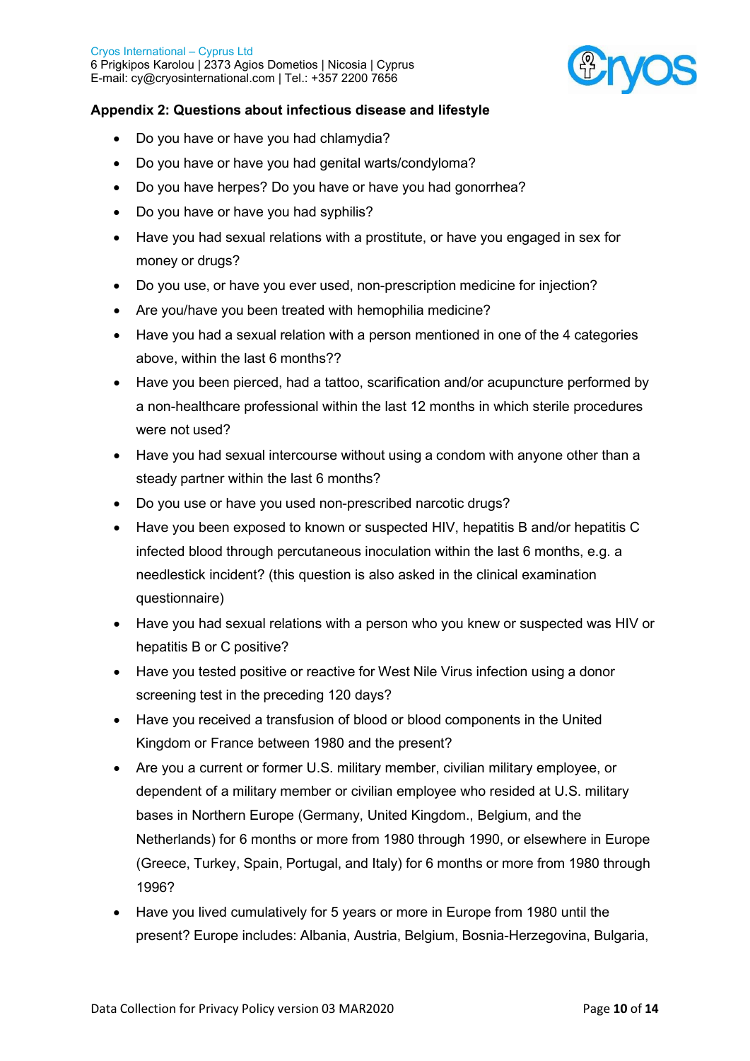## Appendix 2: Questions about infectious disease and lifestyle

- Do you have or have you had chlamydia?
- Do you have or have you had genital warts/condyloma?
- Do you have herpes? Do you have or have you had gonorrhea?
- Do you have or have you had syphilis?
- Have you had sexual relations with a prostitute, or have you engaged in sex for money or drugs?
- Do you use, or have you ever used, non-prescription medicine for injection?
- Are you/have you been treated with hemophilia medicine?
- Have you had a sexual relation with a person mentioned in one of the 4 categories above, within the last 6 months??
- Have you been pierced, had a tattoo, scarification and/or acupuncture performed by a non-healthcare professional within the last 12 months in which sterile procedures were not used?
- Have you had sexual intercourse without using a condom with anyone other than a steady partner within the last 6 months?
- Do you use or have you used non-prescribed narcotic drugs?
- Have you been exposed to known or suspected HIV, hepatitis B and/or hepatitis C infected blood through percutaneous inoculation within the last 6 months, e.g. a needlestick incident? (this question is also asked in the clinical examination questionnaire)
- Have you had sexual relations with a person who you knew or suspected was HIV or hepatitis B or C positive?
- Have you tested positive or reactive for West Nile Virus infection using a donor screening test in the preceding 120 days?
- Have you received a transfusion of blood or blood components in the United Kingdom or France between 1980 and the present?
- Are you a current or former U.S. military member, civilian military employee, or dependent of a military member or civilian employee who resided at U.S. military bases in Northern Europe (Germany, United Kingdom., Belgium, and the Netherlands) for 6 months or more from 1980 through 1990, or elsewhere in Europe (Greece, Turkey, Spain, Portugal, and Italy) for 6 months or more from 1980 through 1996?
- Have you lived cumulatively for 5 years or more in Europe from 1980 until the present? Europe includes: Albania, Austria, Belgium, Bosnia-Herzegovina, Bulgaria,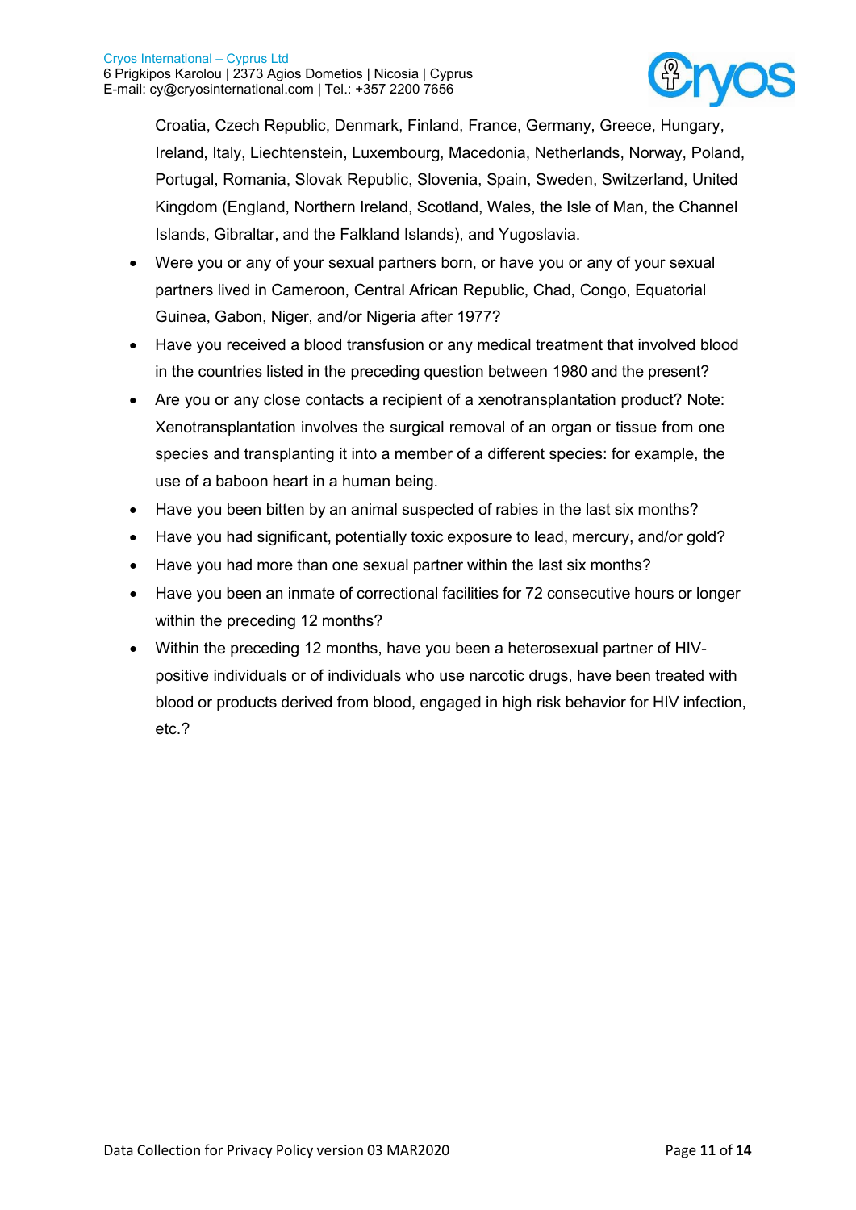Croatia, Czech Republic, Denmark, Finland, France, Germany, Greece, Hungary, Ireland, Italy, Liechtenstein, Luxembourg, Macedonia, Netherlands, Norway, Poland, Portugal, Romania, Slovak Republic, Slovenia, Spain, Sweden, Switzerland, United Kingdom (England, Northern Ireland, Scotland, Wales, the Isle of Man, the Channel Islands, Gibraltar, and the Falkland Islands), and Yugoslavia.

- Were you or any of your sexual partners born, or have you or any of your sexual partners lived in Cameroon, Central African Republic, Chad, Congo, Equatorial Guinea, Gabon, Niger, and/or Nigeria after 1977?
- Have you received a blood transfusion or any medical treatment that involved blood in the countries listed in the preceding question between 1980 and the present?
- Are you or any close contacts a recipient of a xenotransplantation product? Note: Xenotransplantation involves the surgical removal of an organ or tissue from one species and transplanting it into a member of a different species: for example, the use of a baboon heart in a human being.
- Have you been bitten by an animal suspected of rabies in the last six months?
- Have you had significant, potentially toxic exposure to lead, mercury, and/or gold?
- Have you had more than one sexual partner within the last six months?
- Have you been an inmate of correctional facilities for 72 consecutive hours or longer within the preceding 12 months?
- Within the preceding 12 months, have you been a heterosexual partner of HIV-positive individuals or of individuals who use narcotic drugs, have been treated with blood or products derived from blood, engaged in high risk behavior for HIV infection, etc.?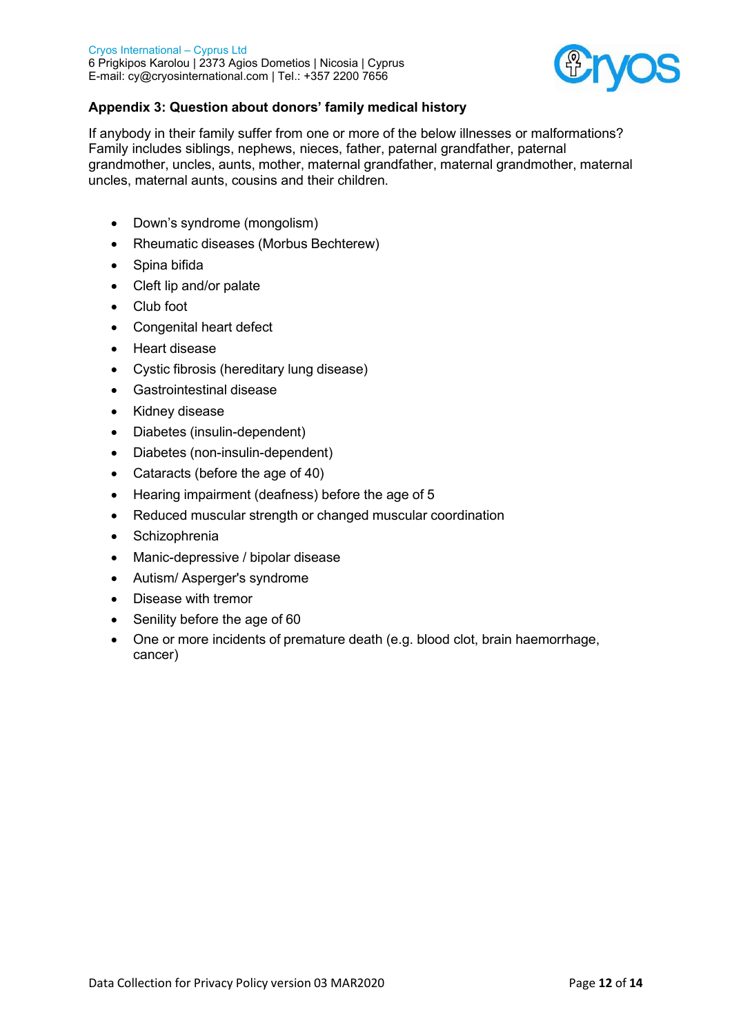## Appendix 3: Question about donors' family medical history

If anybody in their family suffer from one or more of the below illnesses or malformations? Family includes siblings, nephews, nieces, father, paternal grandfather, paternal grandmother, uncles, aunts, mother, maternal grandfather, maternal grandmother, maternal uncles, maternal aunts, cousins and their children.

- Down's syndrome (mongolism)
- Rheumatic diseases (Morbus Bechterew)
- Spina bifida
- Cleft lip and/or palate
- Club foot
- Congenital heart defect
- Heart disease
- Cystic fibrosis (hereditary lung disease)
- Gastrointestinal disease
- Kidney disease
- Diabetes (insulin-dependent)
- Diabetes (non-insulin-dependent)
- Cataracts (before the age of 40)
- Hearing impairment (deafness) before the age of 5
- Reduced muscular strength or changed muscular coordination
- Schizophrenia
- Manic-depressive / bipolar disease
- Autism/ Asperger's syndrome
- Disease with tremor
- Senility before the age of 60
- One or more incidents of premature death (e.g. blood clot, brain haemorrhage, cancer)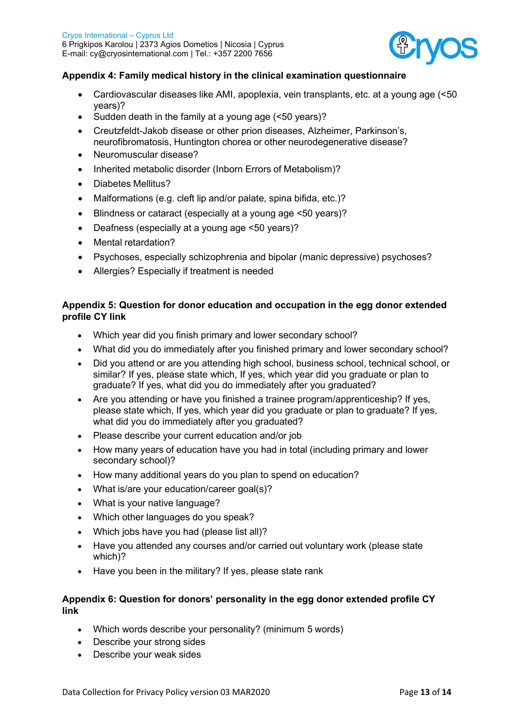## Appendix 4: Family medical history in the clinical examination questionnaire

- Cardiovascular diseases like AMI, apoplexia, vein transplants, etc. at a young age (<50 years)?
- Sudden death in the family at a young age (<50 years)?
- Creutzfeldt-Jakob disease or other prion diseases, Alzheimer, Parkinson's, neurofibromatosis, Huntington chorea or other neurodegenerative disease?
- Neuromuscular disease?
- Inherited metabolic disorder (Inborn Errors of Metabolism)?
- Diabetes Mellitus?
- Malformations (e.g. cleft lip and/or palate, spina bifida, etc.)?
- Blindness or cataract (especially at a young age <50 years)?
- Deafness (especially at a young age <50 years)?
- Mental retardation?
- Psychoses, especially schizophrenia and bipolar (manic depressive) psychoses?
- Allergies? Especially if treatment is needed

## Appendix 5: Question for donor education and occupation in the egg donor extended profile CY link

- Which year did you finish primary and lower secondary school?
- What did you do immediately after you finished primary and lower secondary school?
- Did you attend or are you attending high school, business school, technical school, or similar? If yes, please state which, If yes, which year did you graduate or plan to graduate? If yes, what did you do immediately after you graduated?
- Are you attending or have you finished a trainee program/apprenticeship? If yes, please state which, If yes, which year did you graduate or plan to graduate? If yes, what did you do immediately after you graduated?
- Please describe your current education and/or job
- How many years of education have you had in total (including primary and lower secondary school)?
- How many additional years do you plan to spend on education?
- What is/are your education/career goal(s)?
- What is your native language?
- Which other languages do you speak?
- Which jobs have you had (please list all)?
- Have you attended any courses and/or carried out voluntary work (please state which)?
- Have you been in the military? If yes, please state rank

## Appendix 6: Question for donors' personality in the egg donor extended profile CY link

- Which words describe your personality? (minimum 5 words)
- Describe your strong sides
- Describe your weak sides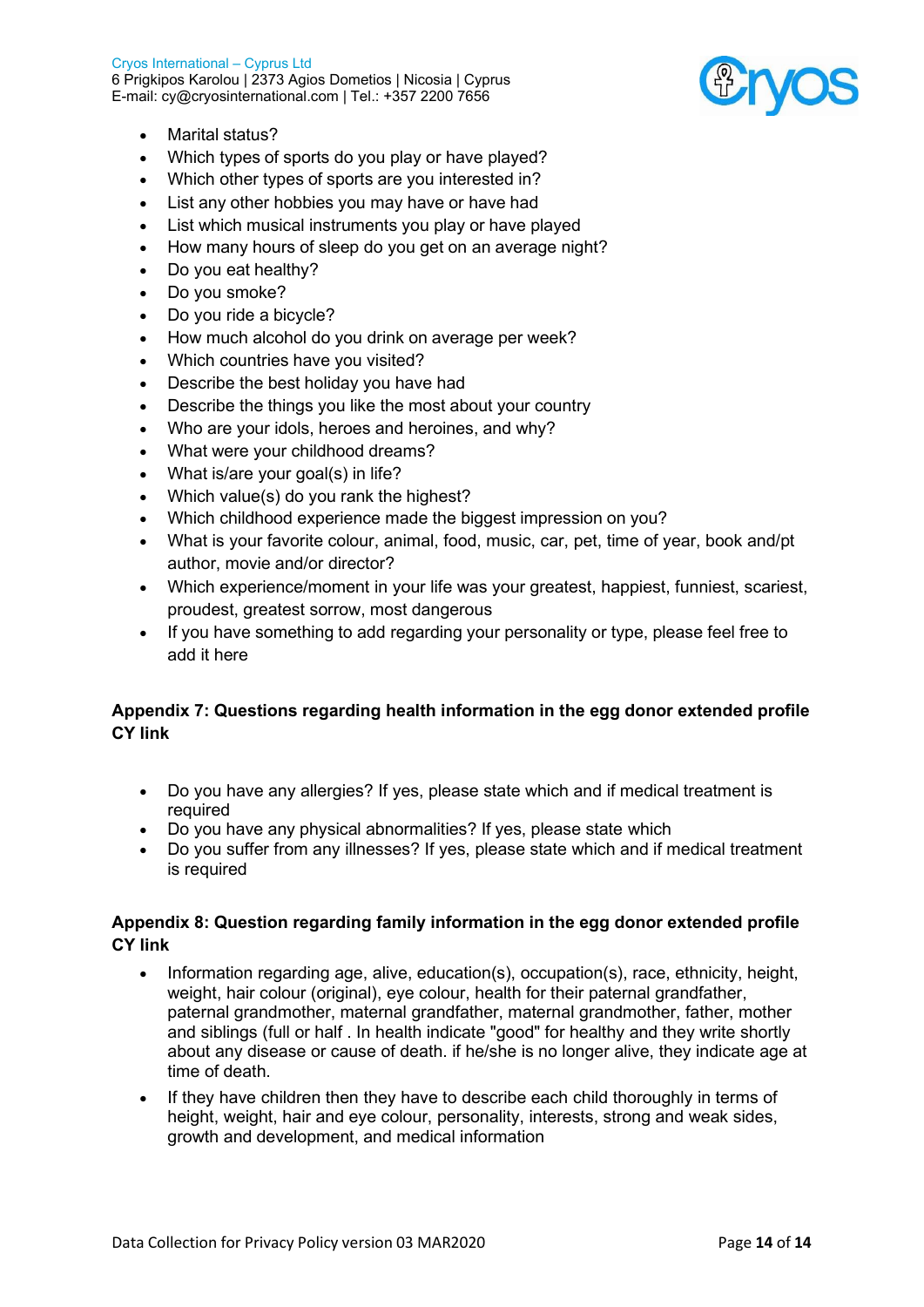- Marital status?
- Which types of sports do you play or have played?
- Which other types of sports are you interested in?
- List any other hobbies you may have or have had
- List which musical instruments you play or have played
- How many hours of sleep do you get on an average night?
- Do you eat healthy?
- Do you smoke?
- Do you ride a bicycle?
- How much alcohol do you drink on average per week?
- Which countries have you visited?
- Describe the best holiday you have had
- Describe the things you like the most about your country
- Who are your idols, heroes and heroines, and why?
- What were your childhood dreams?
- What is/are your goal(s) in life?
- Which value(s) do you rank the highest?
- Which childhood experience made the biggest impression on you?
- What is your favorite colour, animal, food, music, car, pet, time of year, book and/pt author, movie and/or director?
- Which experience/moment in your life was your greatest, happiest, funniest, scariest, proudest, greatest sorrow, most dangerous
- If you have something to add regarding your personality or type, please feel free to add it here

**Appendix 7: Questions regarding health information in the egg donor extended profile CY link**

- Do you have any allergies? If yes, please state which and if medical treatment is required
- Do you have any physical abnormalities? If yes, please state which
- Do you suffer from any illnesses? If yes, please state which and if medical treatment is required

**Appendix 8: Question regarding family information in the egg donor extended profile CY link**

- Information regarding age, alive, education(s), occupation(s), race, ethnicity, height, weight, hair colour (original), eye colour, health for their paternal grandfather, paternal grandmother, maternal grandfather, maternal grandmother, father, mother and siblings (full or half . In health indicate "good" for healthy and they write shortly about any disease or cause of death. if he/she is no longer alive, they indicate age at time of death.
- If they have children then they have to describe each child thoroughly in terms of height, weight, hair and eye colour, personality, interests, strong and weak sides, growth and development, and medical information